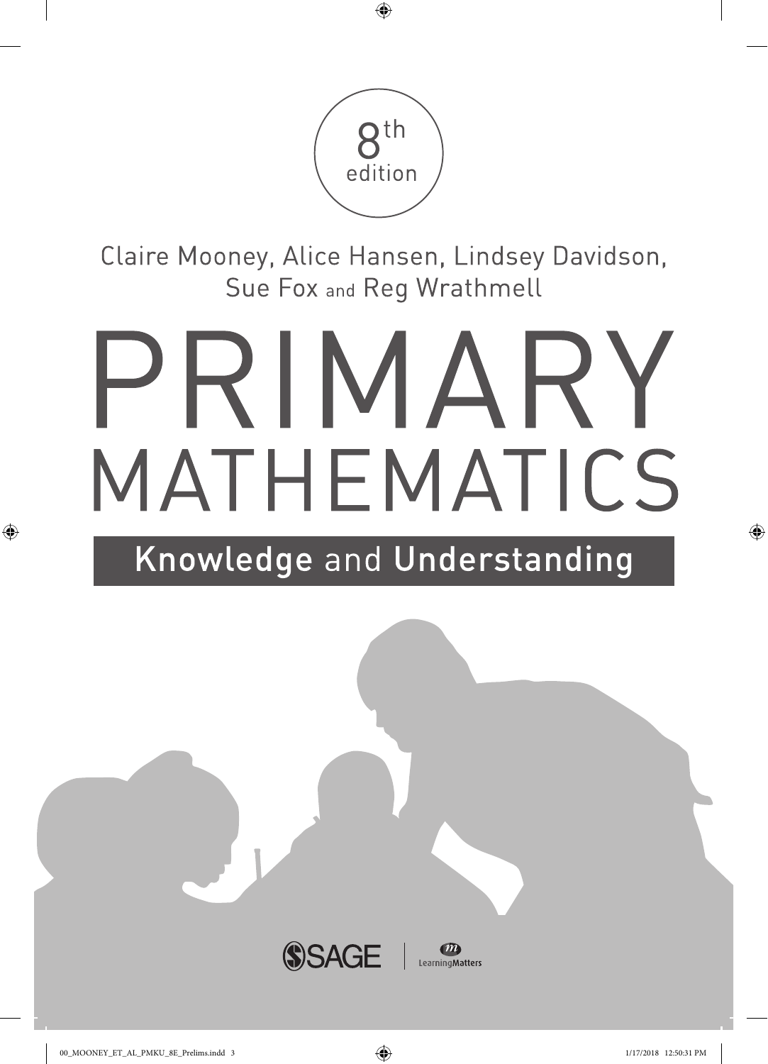8th edition

Claire Mooney, Alice Hansen, Lindsey Davidson, Sue Fox and Reg Wrathmell

# PRIMARY MATHEMATICS

## Knowledge and Understanding

SAGE | Learning Matters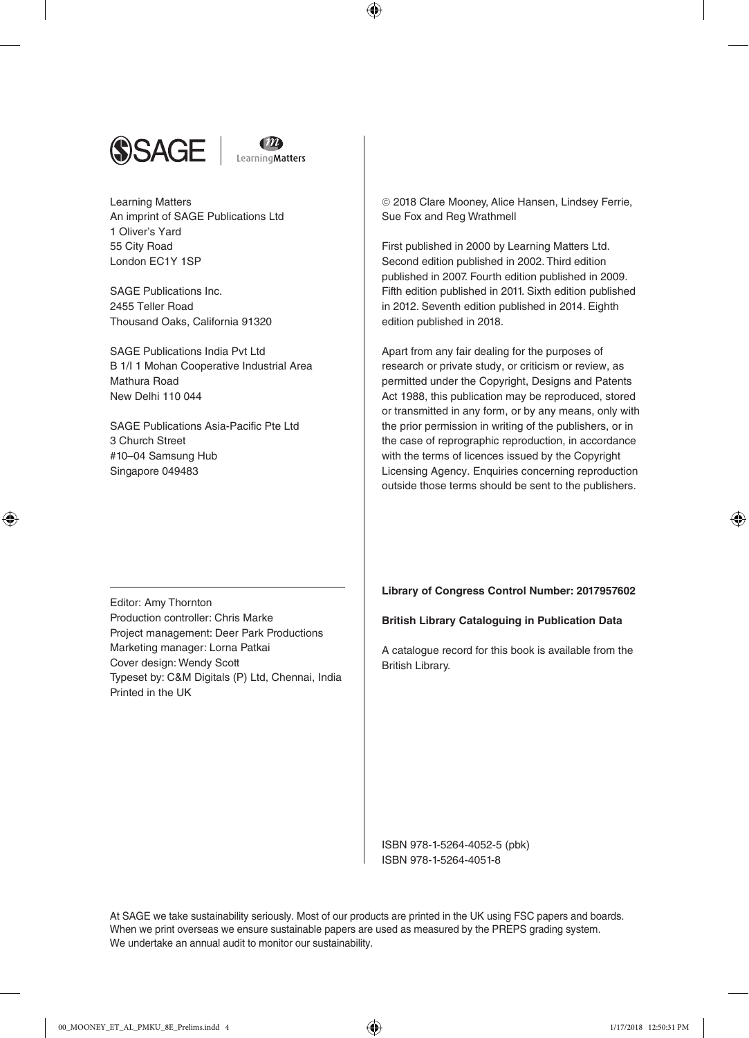Learning Matters
An imprint of SAGE Publications Ltd
1 Oliver's Yard
55 City Road
London EC1Y 1SP

SAGE Publications Inc.
2455 Teller Road
Thousand Oaks, California 91320

SAGE Publications India Pvt Ltd
B 1/I 1 Mohan Cooperative Industrial Area
Mathura Road
New Delhi 110 044

SAGE Publications Asia-Pacific Pte Ltd
3 Church Street
#10–04 Samsung Hub
Singapore 049483

Editor: Amy Thornton
Production controller: Chris Marke
Project management: Deer Park Productions
Marketing manager: Lorna Patkai
Cover design: Wendy Scott
Typeset by: C&M Digitals (P) Ltd, Chennai, India
Printed in the UK

© 2018 Clare Mooney, Alice Hansen, Lindsey Ferrie, Sue Fox and Reg Wrathmell

First published in 2000 by Learning Matters Ltd. Second edition published in 2002. Third edition published in 2007. Fourth edition published in 2009. Fifth edition published in 2011. Sixth edition published in 2012. Seventh edition published in 2014. Eighth edition published in 2018.

Apart from any fair dealing for the purposes of research or private study, or criticism or review, as permitted under the Copyright, Designs and Patents Act 1988, this publication may be reproduced, stored or transmitted in any form, or by any means, only with the prior permission in writing of the publishers, or in the case of reprographic reproduction, in accordance with the terms of licences issued by the Copyright Licensing Agency. Enquiries concerning reproduction outside those terms should be sent to the publishers.

**Library of Congress Control Number: 2017957602**

**British Library Cataloguing in Publication Data**

A catalogue record for this book is available from the British Library.

ISBN 978-1-5264-4052-5 (pbk)
ISBN 978-1-5264-4051-8

At SAGE we take sustainability seriously. Most of our products are printed in the UK using FSC papers and boards. When we print overseas we ensure sustainable papers are used as measured by the PREPS grading system. We undertake an annual audit to monitor our sustainability.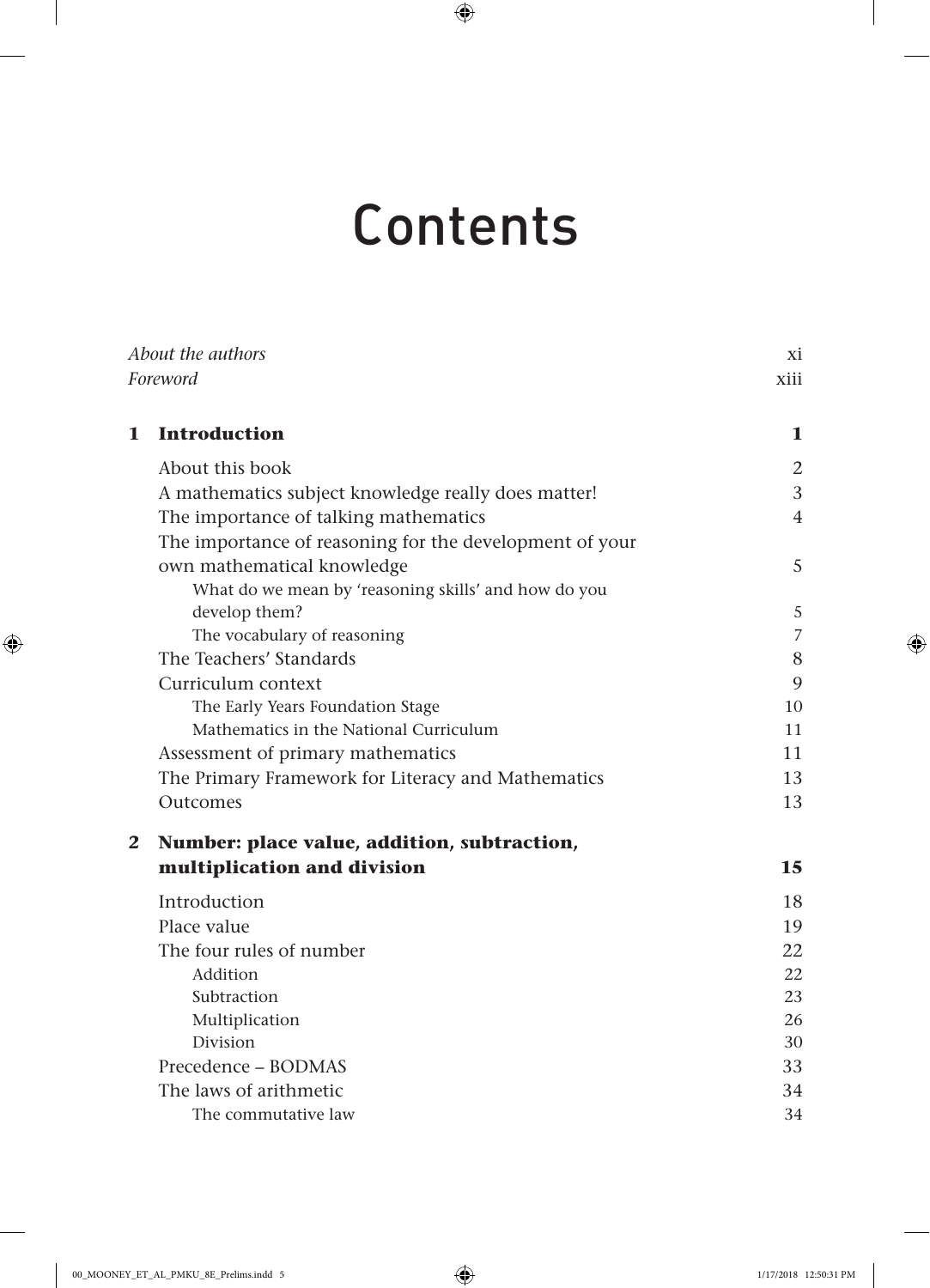# Contents

| | | |
|---|---|---|
| *About the authors* | | xi |
| *Foreword* | | xiii |
| **1** | **Introduction** | **1** |
| | About this book | 2 |
| | A mathematics subject knowledge really does matter! | 3 |
| | The importance of talking mathematics | 4 |
| | The importance of reasoning for the development of your own mathematical knowledge | 5 |
| | What do we mean by 'reasoning skills' and how do you develop them? | 5 |
| | The vocabulary of reasoning | 7 |
| | The Teachers' Standards | 8 |
| | Curriculum context | 9 |
| | The Early Years Foundation Stage | 10 |
| | Mathematics in the National Curriculum | 11 |
| | Assessment of primary mathematics | 11 |
| | The Primary Framework for Literacy and Mathematics | 13 |
| | Outcomes | 13 |
| **2** | **Number: place value, addition, subtraction, multiplication and division** | **15** |
| | Introduction | 18 |
| | Place value | 19 |
| | The four rules of number | 22 |
| | Addition | 22 |
| | Subtraction | 23 |
| | Multiplication | 26 |
| | Division | 30 |
| | Precedence – BODMAS | 33 |
| | The laws of arithmetic | 34 |
| | The commutative law | 34 |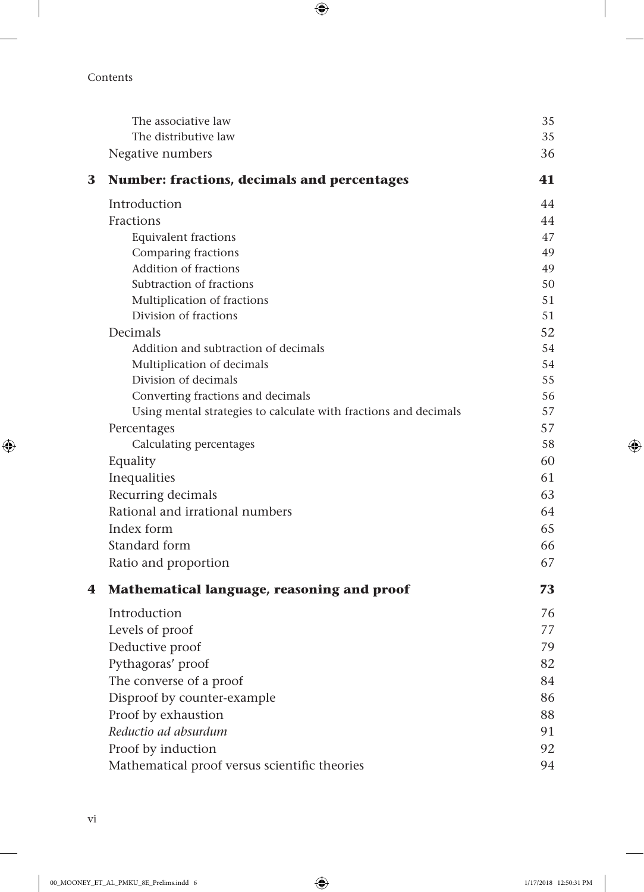| | | |
|---|---|---|
| | The associative law | 35 |
| | The distributive law | 35 |
| | Negative numbers | 36 |
| **3** | **Number: fractions, decimals and percentages** | **41** |
| | Introduction | 44 |
| | Fractions | 44 |
| | Equivalent fractions | 47 |
| | Comparing fractions | 49 |
| | Addition of fractions | 49 |
| | Subtraction of fractions | 50 |
| | Multiplication of fractions | 51 |
| | Division of fractions | 51 |
| | Decimals | 52 |
| | Addition and subtraction of decimals | 54 |
| | Multiplication of decimals | 54 |
| | Division of decimals | 55 |
| | Converting fractions and decimals | 56 |
| | Using mental strategies to calculate with fractions and decimals | 57 |
| | Percentages | 57 |
| | Calculating percentages | 58 |
| | Equality | 60 |
| | Inequalities | 61 |
| | Recurring decimals | 63 |
| | Rational and irrational numbers | 64 |
| | Index form | 65 |
| | Standard form | 66 |
| | Ratio and proportion | 67 |
| **4** | **Mathematical language, reasoning and proof** | **73** |
| | Introduction | 76 |
| | Levels of proof | 77 |
| | Deductive proof | 79 |
| | Pythagoras' proof | 82 |
| | The converse of a proof | 84 |
| | Disproof by counter-example | 86 |
| | Proof by exhaustion | 88 |
| | *Reductio ad absurdum* | 91 |
| | Proof by induction | 92 |
| | Mathematical proof versus scientific theories | 94 |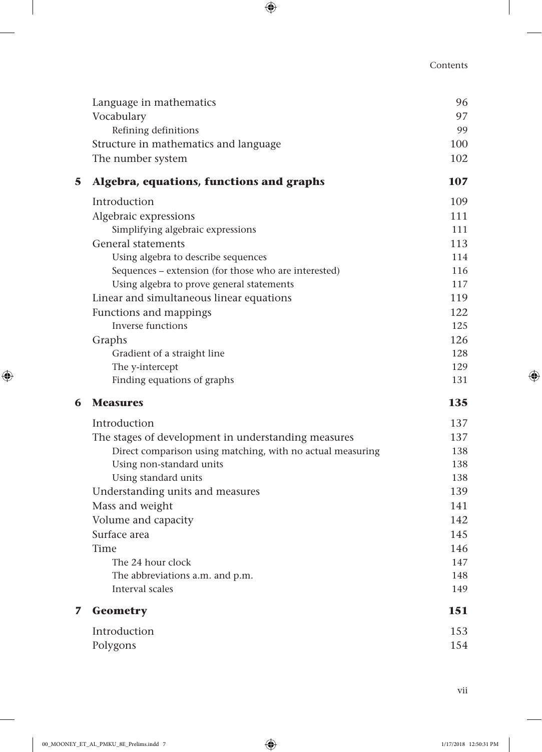| | | |
|---|---|---|
| | Language in mathematics | 96 |
| | Vocabulary | 97 |
| | Refining definitions | 99 |
| | Structure in mathematics and language | 100 |
| | The number system | 102 |
| **5** | **Algebra, equations, functions and graphs** | **107** |
| | Introduction | 109 |
| | Algebraic expressions | 111 |
| | Simplifying algebraic expressions | 111 |
| | General statements | 113 |
| | Using algebra to describe sequences | 114 |
| | Sequences – extension (for those who are interested) | 116 |
| | Using algebra to prove general statements | 117 |
| | Linear and simultaneous linear equations | 119 |
| | Functions and mappings | 122 |
| | Inverse functions | 125 |
| | Graphs | 126 |
| | Gradient of a straight line | 128 |
| | The y-intercept | 129 |
| | Finding equations of graphs | 131 |
| **6** | **Measures** | **135** |
| | Introduction | 137 |
| | The stages of development in understanding measures | 137 |
| | Direct comparison using matching, with no actual measuring | 138 |
| | Using non-standard units | 138 |
| | Using standard units | 138 |
| | Understanding units and measures | 139 |
| | Mass and weight | 141 |
| | Volume and capacity | 142 |
| | Surface area | 145 |
| | Time | 146 |
| | The 24 hour clock | 147 |
| | The abbreviations a.m. and p.m. | 148 |
| | Interval scales | 149 |
| **7** | **Geometry** | **151** |
| | Introduction | 153 |
| | Polygons | 154 |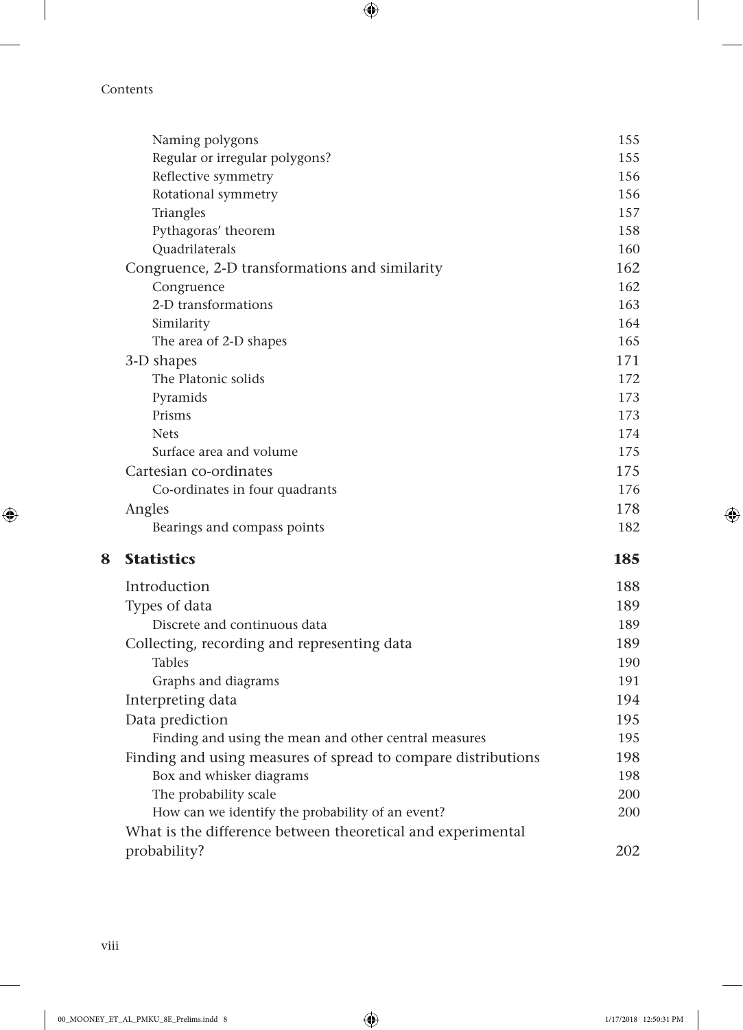| | | |
|---|---|---|
| | Naming polygons | 155 |
| | Regular or irregular polygons? | 155 |
| | Reflective symmetry | 156 |
| | Rotational symmetry | 156 |
| | Triangles | 157 |
| | Pythagoras' theorem | 158 |
| | Quadrilaterals | 160 |
| | Congruence, 2-D transformations and similarity | 162 |
| | Congruence | 162 |
| | 2-D transformations | 163 |
| | Similarity | 164 |
| | The area of 2-D shapes | 165 |
| | 3-D shapes | 171 |
| | The Platonic solids | 172 |
| | Pyramids | 173 |
| | Prisms | 173 |
| | Nets | 174 |
| | Surface area and volume | 175 |
| | Cartesian co-ordinates | 175 |
| | Co-ordinates in four quadrants | 176 |
| | Angles | 178 |
| | Bearings and compass points | 182 |
| **8** | **Statistics** | **185** |
| | Introduction | 188 |
| | Types of data | 189 |
| | Discrete and continuous data | 189 |
| | Collecting, recording and representing data | 189 |
| | Tables | 190 |
| | Graphs and diagrams | 191 |
| | Interpreting data | 194 |
| | Data prediction | 195 |
| | Finding and using the mean and other central measures | 195 |
| | Finding and using measures of spread to compare distributions | 198 |
| | Box and whisker diagrams | 198 |
| | The probability scale | 200 |
| | How can we identify the probability of an event? | 200 |
| | What is the difference between theoretical and experimental probability? | 202 |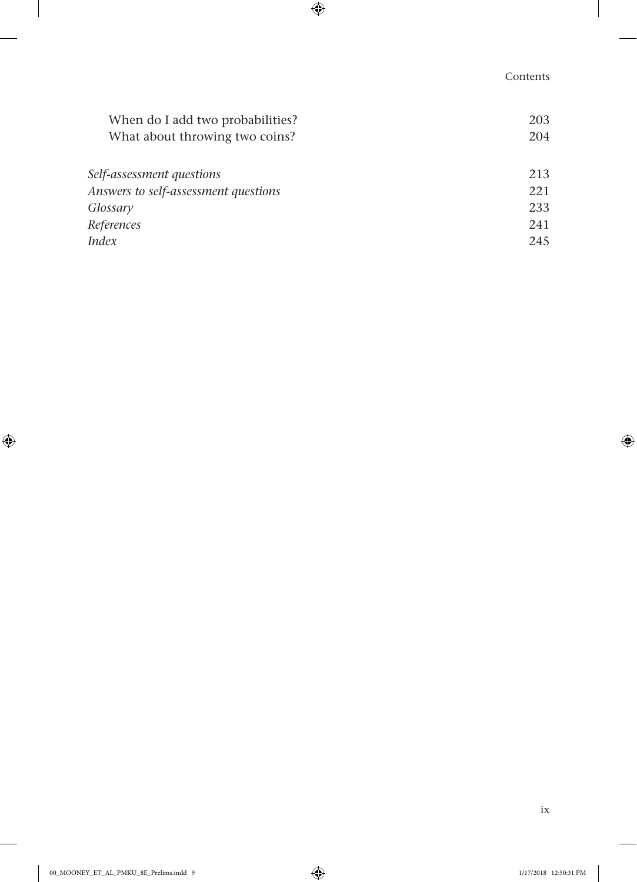When do I add two probabilities? 203
What about throwing two coins? 204

*Self-assessment questions* 213
*Answers to self-assessment questions* 221
*Glossary* 233
*References* 241
*Index* 245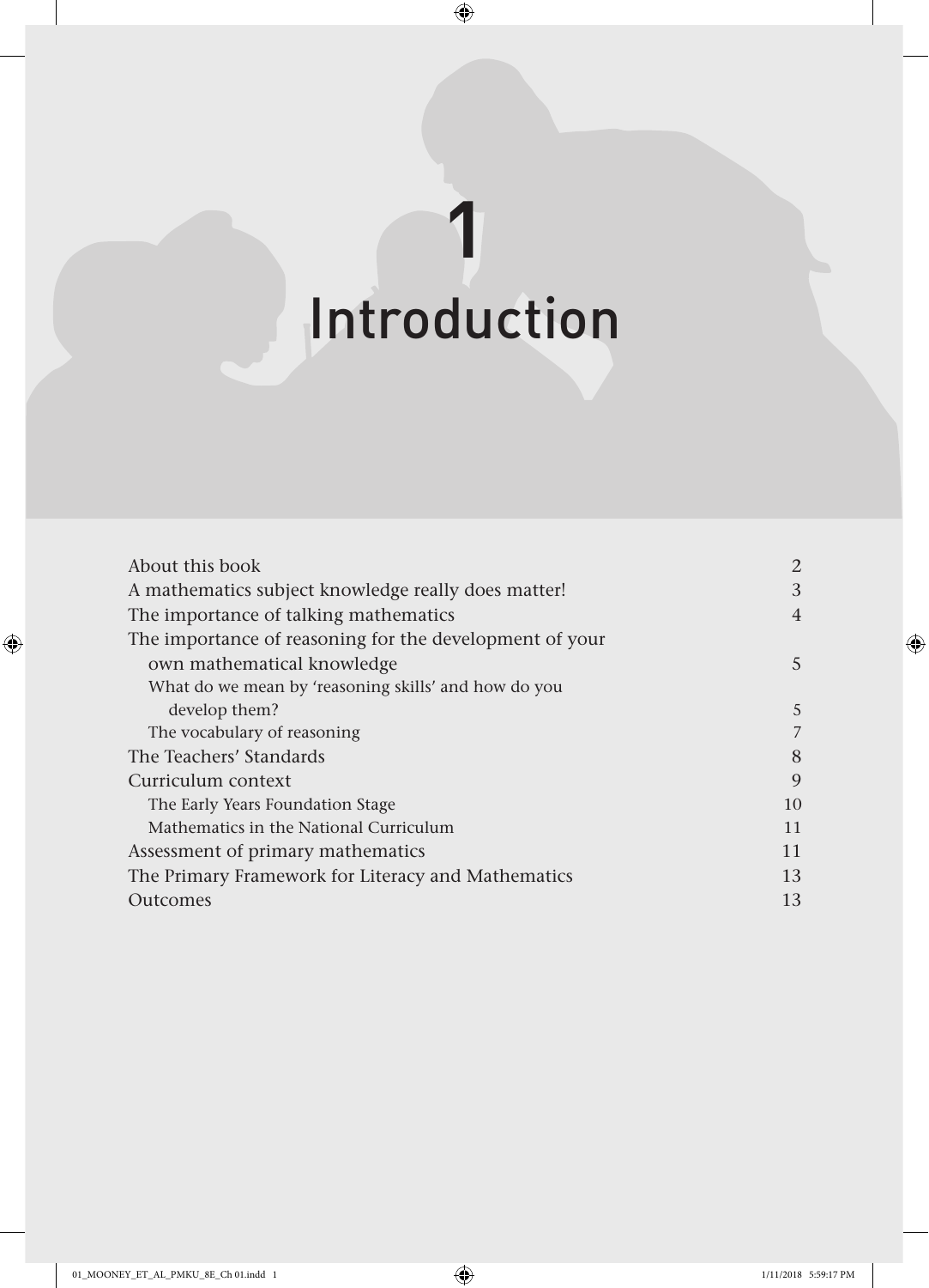# 1 Introduction

| | |
|---|---|
| About this book | 2 |
| A mathematics subject knowledge really does matter! | 3 |
| The importance of talking mathematics | 4 |
| The importance of reasoning for the development of your own mathematical knowledge | 5 |
| What do we mean by 'reasoning skills' and how do you develop them? | 5 |
| The vocabulary of reasoning | 7 |
| The Teachers' Standards | 8 |
| Curriculum context | 9 |
| The Early Years Foundation Stage | 10 |
| Mathematics in the National Curriculum | 11 |
| Assessment of primary mathematics | 11 |
| The Primary Framework for Literacy and Mathematics | 13 |
| Outcomes | 13 |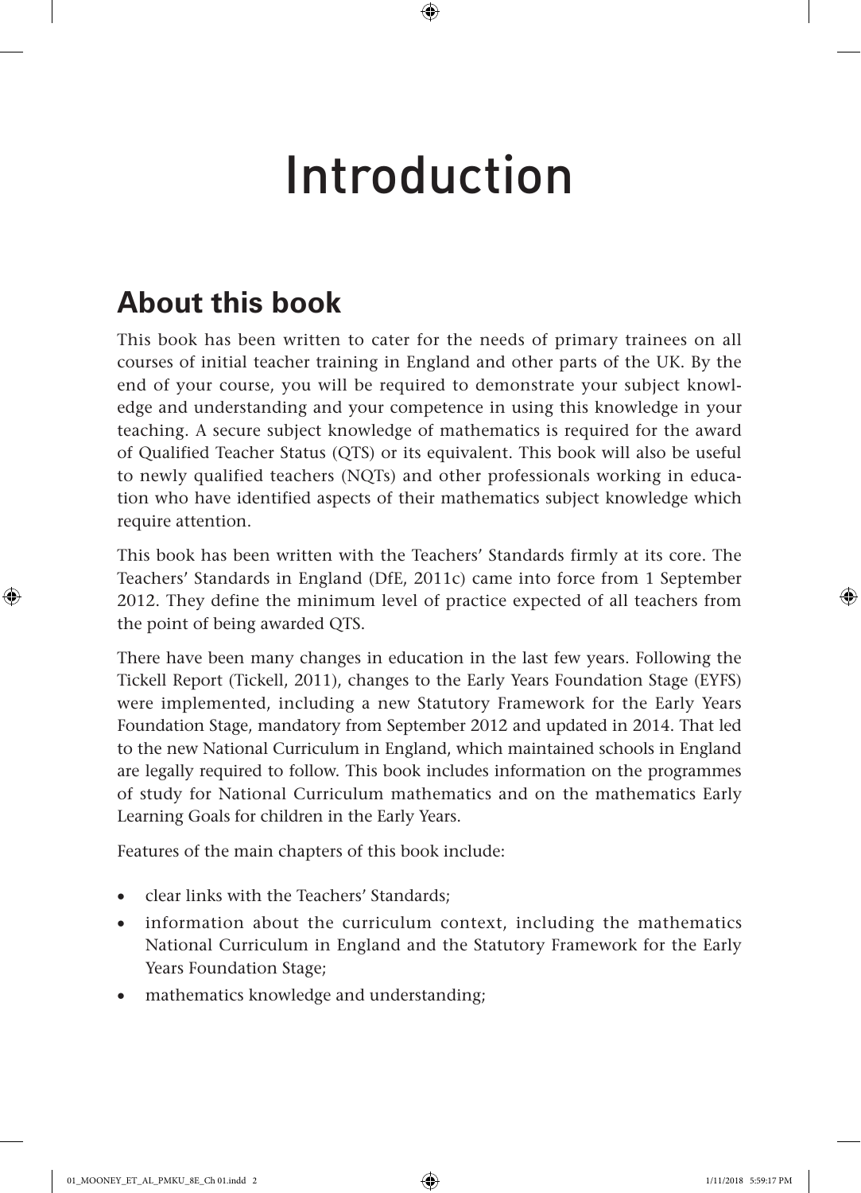# Introduction

## About this book

This book has been written to cater for the needs of primary trainees on all courses of initial teacher training in England and other parts of the UK. By the end of your course, you will be required to demonstrate your subject knowledge and understanding and your competence in using this knowledge in your teaching. A secure subject knowledge of mathematics is required for the award of Qualified Teacher Status (QTS) or its equivalent. This book will also be useful to newly qualified teachers (NQTs) and other professionals working in education who have identified aspects of their mathematics subject knowledge which require attention.

This book has been written with the Teachers' Standards firmly at its core. The Teachers' Standards in England (DfE, 2011c) came into force from 1 September 2012. They define the minimum level of practice expected of all teachers from the point of being awarded QTS.

There have been many changes in education in the last few years. Following the Tickell Report (Tickell, 2011), changes to the Early Years Foundation Stage (EYFS) were implemented, including a new Statutory Framework for the Early Years Foundation Stage, mandatory from September 2012 and updated in 2014. That led to the new National Curriculum in England, which maintained schools in England are legally required to follow. This book includes information on the programmes of study for National Curriculum mathematics and on the mathematics Early Learning Goals for children in the Early Years.

Features of the main chapters of this book include:

- clear links with the Teachers' Standards;
- information about the curriculum context, including the mathematics National Curriculum in England and the Statutory Framework for the Early Years Foundation Stage;
- mathematics knowledge and understanding;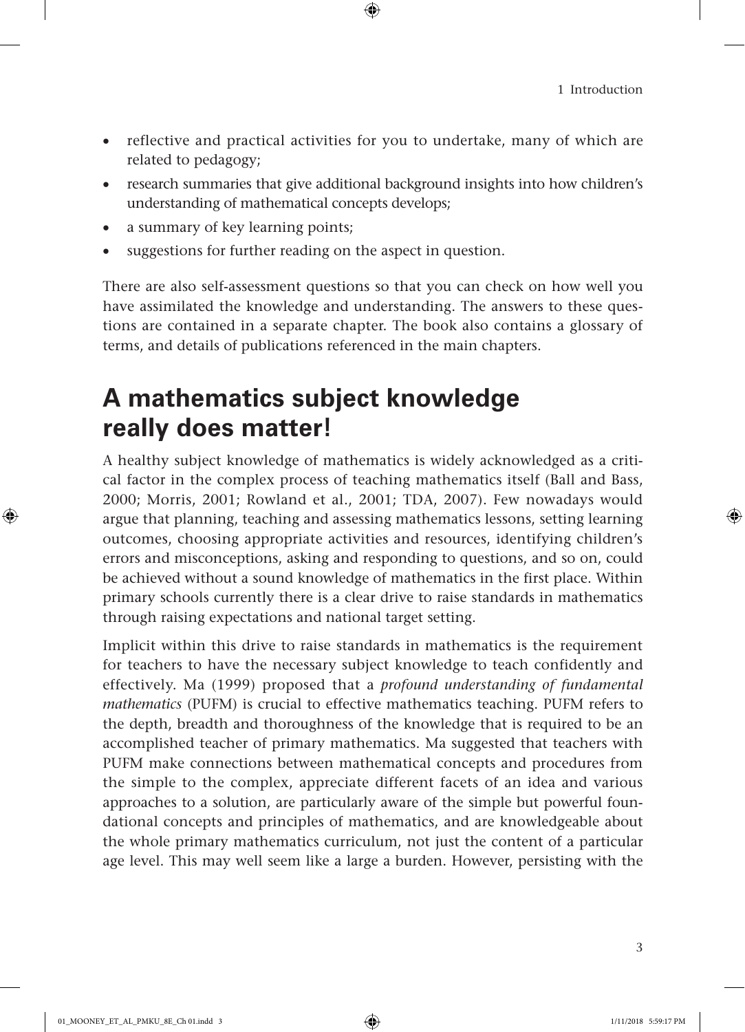- reflective and practical activities for you to undertake, many of which are related to pedagogy;
- research summaries that give additional background insights into how children's understanding of mathematical concepts develops;
- a summary of key learning points;
- suggestions for further reading on the aspect in question.

There are also self-assessment questions so that you can check on how well you have assimilated the knowledge and understanding. The answers to these questions are contained in a separate chapter. The book also contains a glossary of terms, and details of publications referenced in the main chapters.

## A mathematics subject knowledge really does matter!

A healthy subject knowledge of mathematics is widely acknowledged as a critical factor in the complex process of teaching mathematics itself (Ball and Bass, 2000; Morris, 2001; Rowland et al., 2001; TDA, 2007). Few nowadays would argue that planning, teaching and assessing mathematics lessons, setting learning outcomes, choosing appropriate activities and resources, identifying children's errors and misconceptions, asking and responding to questions, and so on, could be achieved without a sound knowledge of mathematics in the first place. Within primary schools currently there is a clear drive to raise standards in mathematics through raising expectations and national target setting.

Implicit within this drive to raise standards in mathematics is the requirement for teachers to have the necessary subject knowledge to teach confidently and effectively. Ma (1999) proposed that a *profound understanding of fundamental mathematics* (PUFM) is crucial to effective mathematics teaching. PUFM refers to the depth, breadth and thoroughness of the knowledge that is required to be an accomplished teacher of primary mathematics. Ma suggested that teachers with PUFM make connections between mathematical concepts and procedures from the simple to the complex, appreciate different facets of an idea and various approaches to a solution, are particularly aware of the simple but powerful foundational concepts and principles of mathematics, and are knowledgeable about the whole primary mathematics curriculum, not just the content of a particular age level. This may well seem like a large a burden. However, persisting with the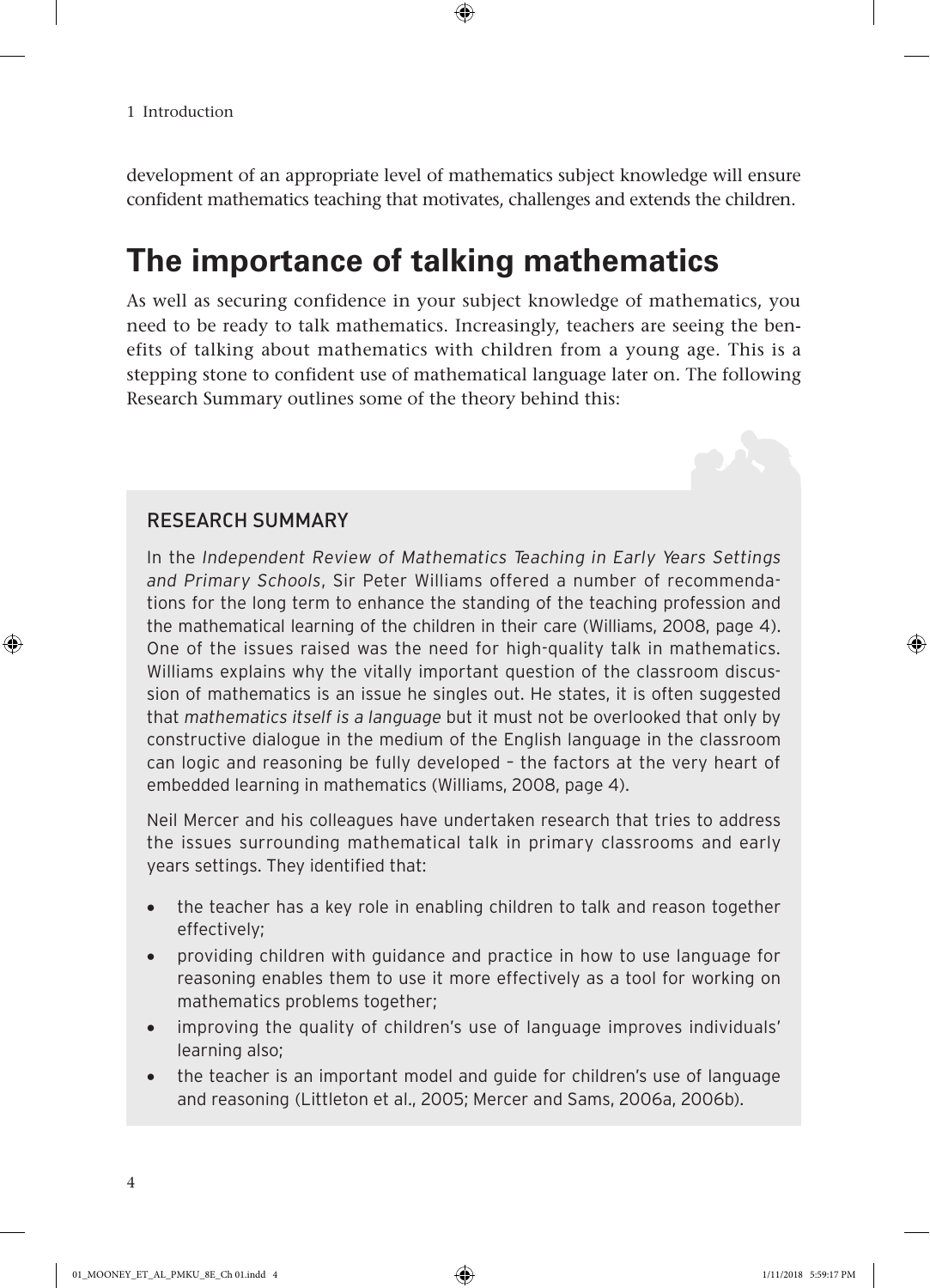development of an appropriate level of mathematics subject knowledge will ensure confident mathematics teaching that motivates, challenges and extends the children.

## The importance of talking mathematics

As well as securing confidence in your subject knowledge of mathematics, you need to be ready to talk mathematics. Increasingly, teachers are seeing the benefits of talking about mathematics with children from a young age. This is a stepping stone to confident use of mathematical language later on. The following Research Summary outlines some of the theory behind this:

### RESEARCH SUMMARY

In the *Independent Review of Mathematics Teaching in Early Years Settings and Primary Schools*, Sir Peter Williams offered a number of recommendations for the long term to enhance the standing of the teaching profession and the mathematical learning of the children in their care (Williams, 2008, page 4). One of the issues raised was the need for high-quality talk in mathematics. Williams explains why the vitally important question of the classroom discussion of mathematics is an issue he singles out. He states, it is often suggested that *mathematics itself is a language* but it must not be overlooked that only by constructive dialogue in the medium of the English language in the classroom can logic and reasoning be fully developed – the factors at the very heart of embedded learning in mathematics (Williams, 2008, page 4).

Neil Mercer and his colleagues have undertaken research that tries to address the issues surrounding mathematical talk in primary classrooms and early years settings. They identified that:

- the teacher has a key role in enabling children to talk and reason together effectively;
- providing children with guidance and practice in how to use language for reasoning enables them to use it more effectively as a tool for working on mathematics problems together;
- improving the quality of children's use of language improves individuals' learning also;
- the teacher is an important model and guide for children's use of language and reasoning (Littleton et al., 2005; Mercer and Sams, 2006a, 2006b).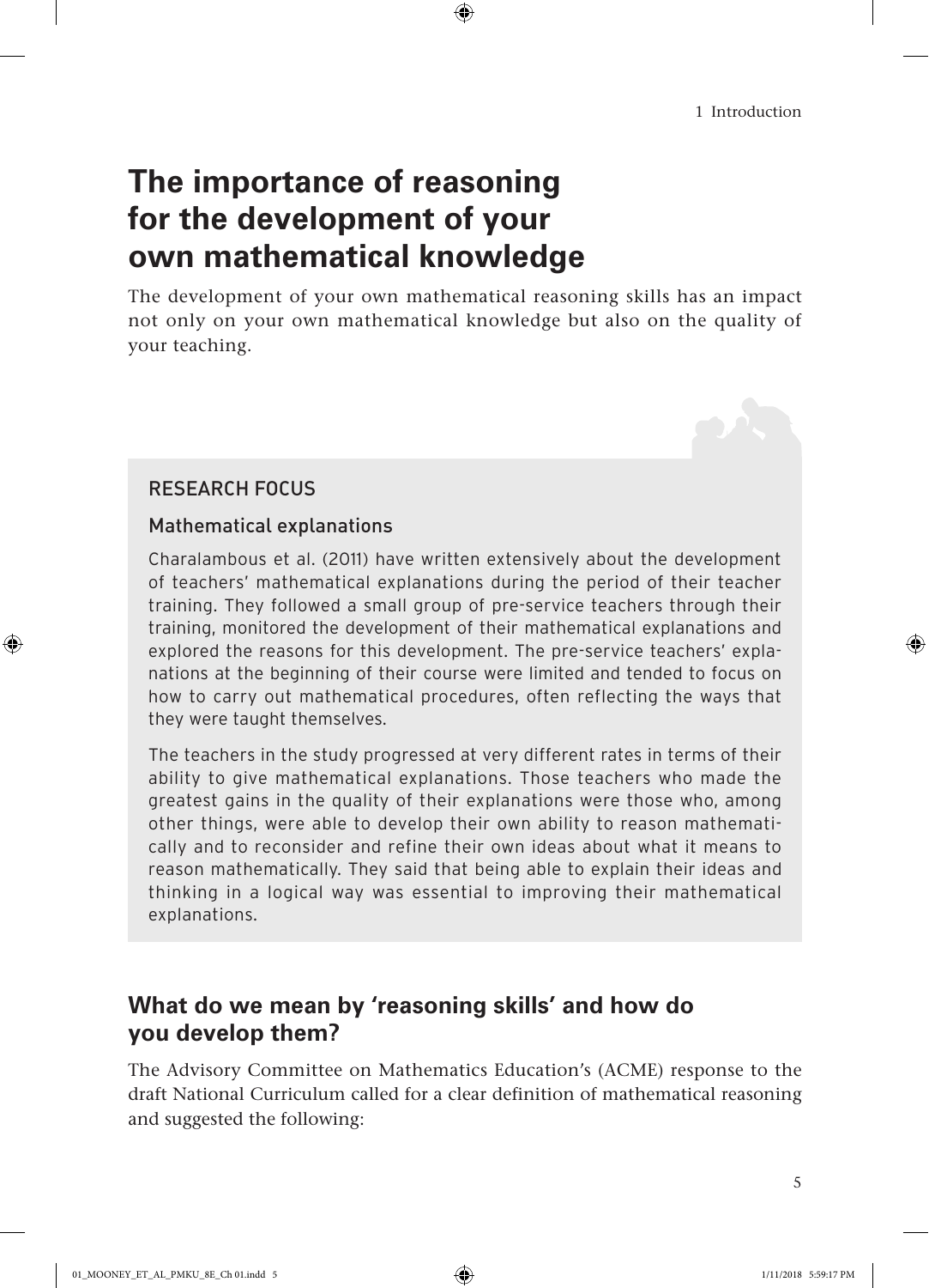# The importance of reasoning for the development of your own mathematical knowledge

The development of your own mathematical reasoning skills has an impact not only on your own mathematical knowledge but also on the quality of your teaching.

> **RESEARCH FOCUS**
>
> **Mathematical explanations**
>
> Charalambous et al. (2011) have written extensively about the development of teachers' mathematical explanations during the period of their teacher training. They followed a small group of pre-service teachers through their training, monitored the development of their mathematical explanations and explored the reasons for this development. The pre-service teachers' explanations at the beginning of their course were limited and tended to focus on how to carry out mathematical procedures, often reflecting the ways that they were taught themselves.
>
> The teachers in the study progressed at very different rates in terms of their ability to give mathematical explanations. Those teachers who made the greatest gains in the quality of their explanations were those who, among other things, were able to develop their own ability to reason mathematically and to reconsider and refine their own ideas about what it means to reason mathematically. They said that being able to explain their ideas and thinking in a logical way was essential to improving their mathematical explanations.

## What do we mean by 'reasoning skills' and how do you develop them?

The Advisory Committee on Mathematics Education's (ACME) response to the draft National Curriculum called for a clear definition of mathematical reasoning and suggested the following: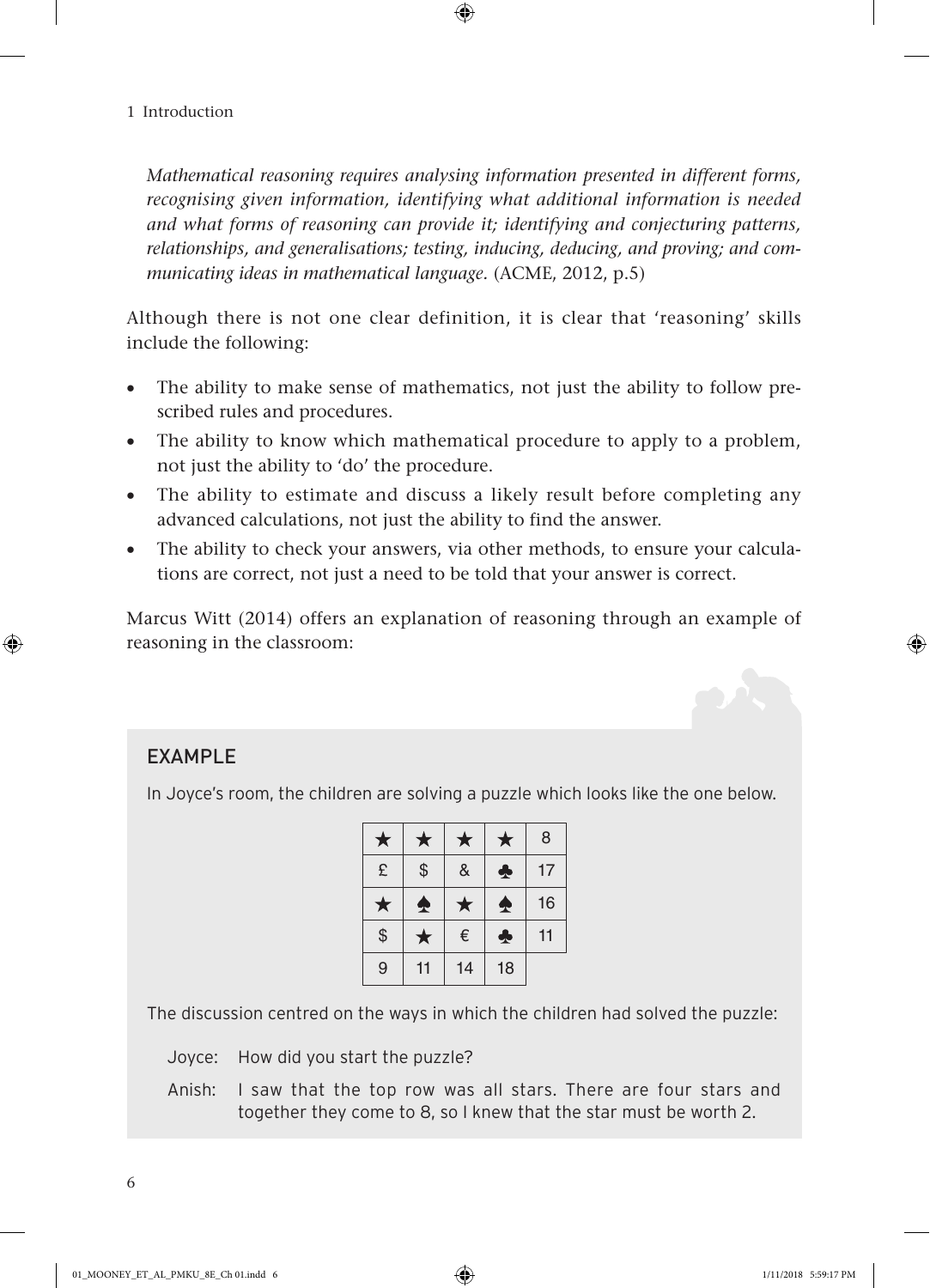*Mathematical reasoning requires analysing information presented in different forms, recognising given information, identifying what additional information is needed and what forms of reasoning can provide it; identifying and conjecturing patterns, relationships, and generalisations; testing, inducing, deducing, and proving; and communicating ideas in mathematical language.* (ACME, 2012, p.5)

Although there is not one clear definition, it is clear that 'reasoning' skills include the following:

- The ability to make sense of mathematics, not just the ability to follow prescribed rules and procedures.
- The ability to know which mathematical procedure to apply to a problem, not just the ability to 'do' the procedure.
- The ability to estimate and discuss a likely result before completing any advanced calculations, not just the ability to find the answer.
- The ability to check your answers, via other methods, to ensure your calculations are correct, not just a need to be told that your answer is correct.

Marcus Witt (2014) offers an explanation of reasoning through an example of reasoning in the classroom:

## EXAMPLE

In Joyce's room, the children are solving a puzzle which looks like the one below.

| | | | | |
|---|---|---|---|---|
| ★ | ★ | ★ | ★ | 8 |
| £ | $ | & | ♣ | 17 |
| ★ | ♠ | ★ | ♠ | 16 |
| $ | ★ | € | ♣ | 11 |
| 9 | 11 | 14 | 18 | |

The discussion centred on the ways in which the children had solved the puzzle:

Joyce: How did you start the puzzle?

Anish: I saw that the top row was all stars. There are four stars and together they come to 8, so I knew that the star must be worth 2.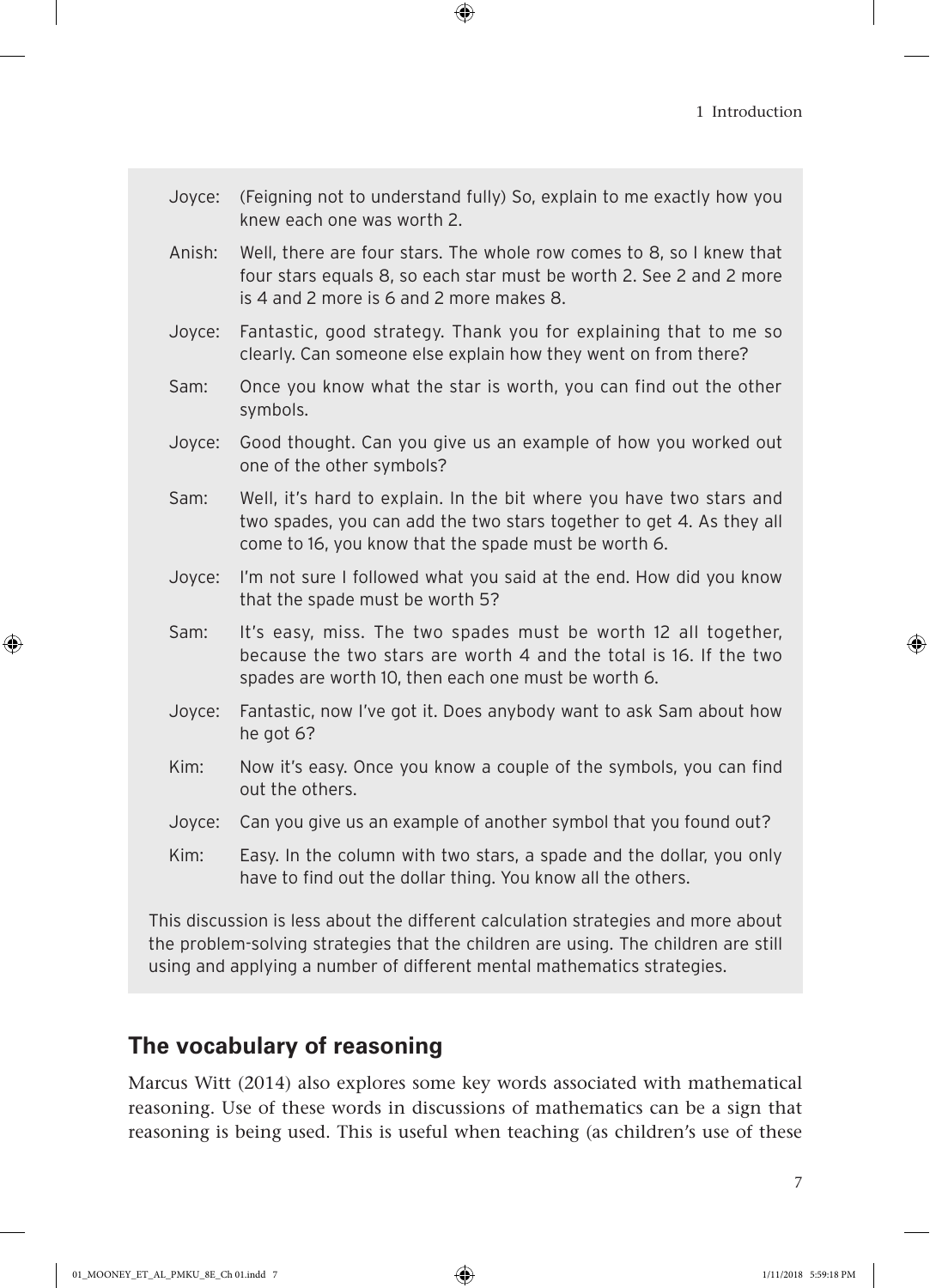Joyce: (Feigning not to understand fully) So, explain to me exactly how you knew each one was worth 2.

Anish: Well, there are four stars. The whole row comes to 8, so I knew that four stars equals 8, so each star must be worth 2. See 2 and 2 more is 4 and 2 more is 6 and 2 more makes 8.

Joyce: Fantastic, good strategy. Thank you for explaining that to me so clearly. Can someone else explain how they went on from there?

Sam: Once you know what the star is worth, you can find out the other symbols.

Joyce: Good thought. Can you give us an example of how you worked out one of the other symbols?

Sam: Well, it's hard to explain. In the bit where you have two stars and two spades, you can add the two stars together to get 4. As they all come to 16, you know that the spade must be worth 6.

Joyce: I'm not sure I followed what you said at the end. How did you know that the spade must be worth 5?

Sam: It's easy, miss. The two spades must be worth 12 all together, because the two stars are worth 4 and the total is 16. If the two spades are worth 10, then each one must be worth 6.

Joyce: Fantastic, now I've got it. Does anybody want to ask Sam about how he got 6?

Kim: Now it's easy. Once you know a couple of the symbols, you can find out the others.

Joyce: Can you give us an example of another symbol that you found out?

Kim: Easy. In the column with two stars, a spade and the dollar, you only have to find out the dollar thing. You know all the others.

This discussion is less about the different calculation strategies and more about the problem-solving strategies that the children are using. The children are still using and applying a number of different mental mathematics strategies.

## The vocabulary of reasoning

Marcus Witt (2014) also explores some key words associated with mathematical reasoning. Use of these words in discussions of mathematics can be a sign that reasoning is being used. This is useful when teaching (as children's use of these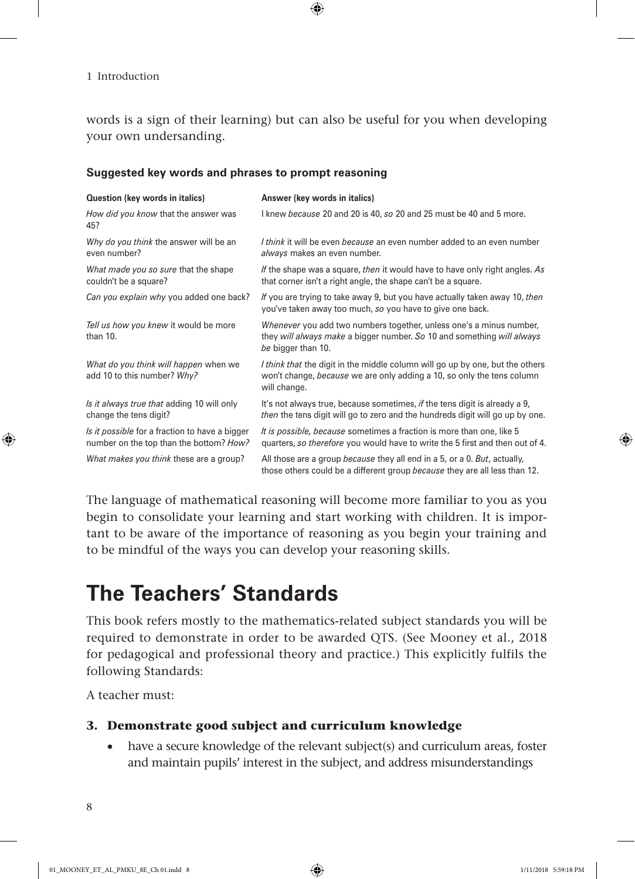words is a sign of their learning) but can also be useful for you when developing your own undersanding.

**Suggested key words and phrases to prompt reasoning**

| Question (key words in italics) | Answer (key words in italics) |
|---|---|
| *How did you know* that the answer was 45? | I knew *because* 20 and 20 is 40, *so* 20 and 25 must be 40 and 5 more. |
| *Why do you think* the answer will be an even number? | *I think* it will be even *because* an even number added to an even number *always* makes an even number. |
| *What made you so sure* that the shape couldn't be a square? | *If* the shape was a square, *then* it would have to have only right angles. *As* that corner isn't a right angle, the shape can't be a square. |
| *Can you explain why* you added one back? | *If* you are trying to take away 9, but you have actually taken away 10, *then* you've taken away too much, *so* you have to give one back. |
| *Tell us how you knew* it would be more than 10. | *Whenever* you add two numbers together, unless one's a minus number, they *will always make* a bigger number. *So* 10 and something *will always be* bigger than 10. |
| *What do you think will happen* when we add 10 to this number? *Why?* | *I think that* the digit in the middle column will go up by one, but the others won't change, *because* we are only adding a 10, so only the tens column will change. |
| *Is it always true that* adding 10 will only change the tens digit? | It's not always true, because sometimes, *if* the tens digit is already a 9, *then* the tens digit will go to zero and the hundreds digit will go up by one. |
| *Is it possible* for a fraction to have a bigger number on the top than the bottom? *How?* | *It is possible, because* sometimes a fraction is more than one, like 5 quarters, *so therefore* you would have to write the 5 first and then out of 4. |
| *What makes you think* these are a group? | All those are a group *because* they all end in a 5, or a 0. *But*, actually, those others could be a different group *because* they are all less than 12. |

The language of mathematical reasoning will become more familiar to you as you begin to consolidate your learning and start working with children. It is important to be aware of the importance of reasoning as you begin your training and to be mindful of the ways you can develop your reasoning skills.

# The Teachers' Standards

This book refers mostly to the mathematics-related subject standards you will be required to demonstrate in order to be awarded QTS. (See Mooney et al., 2018 for pedagogical and professional theory and practice.) This explicitly fulfils the following Standards:

A teacher must:

### 3. Demonstrate good subject and curriculum knowledge

- have a secure knowledge of the relevant subject(s) and curriculum areas, foster and maintain pupils' interest in the subject, and address misunderstandings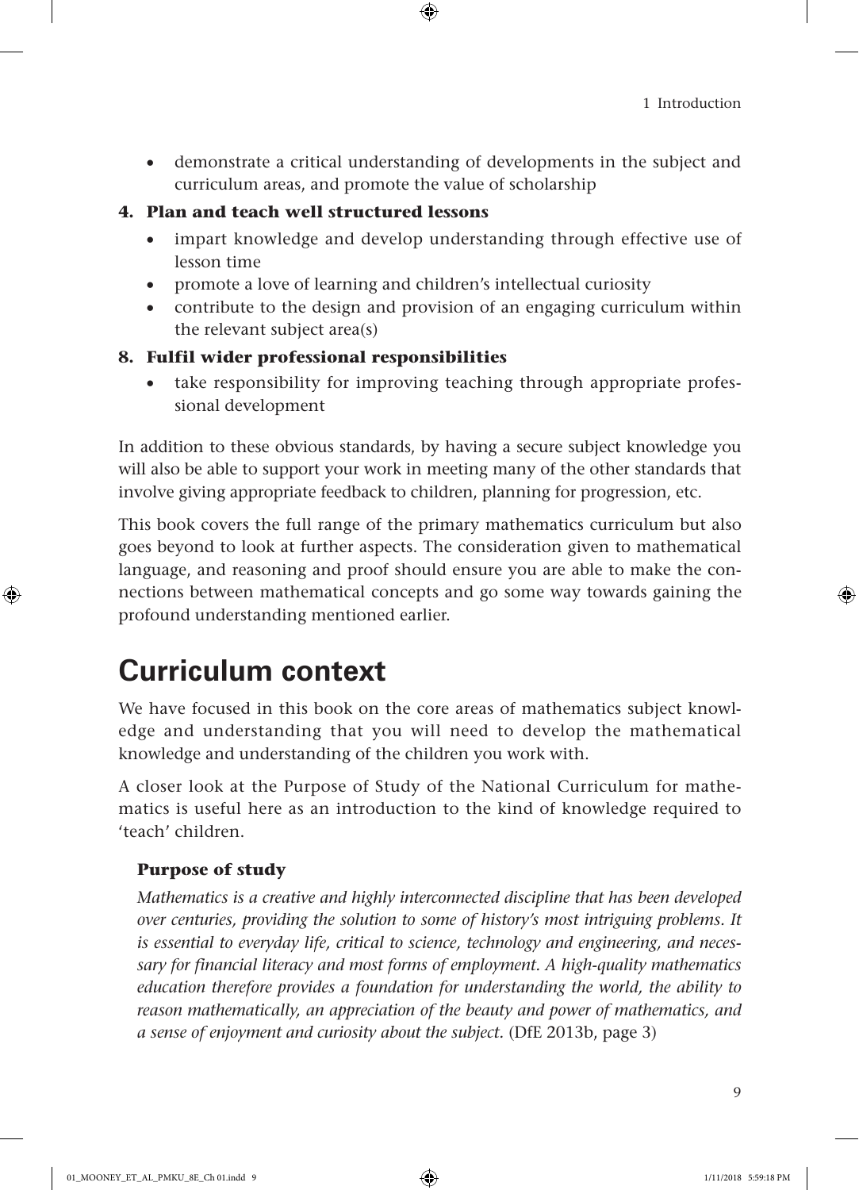- demonstrate a critical understanding of developments in the subject and curriculum areas, and promote the value of scholarship

**4. Plan and teach well structured lessons**

- impart knowledge and develop understanding through effective use of lesson time
- promote a love of learning and children's intellectual curiosity
- contribute to the design and provision of an engaging curriculum within the relevant subject area(s)

**8. Fulfil wider professional responsibilities**

- take responsibility for improving teaching through appropriate professional development

In addition to these obvious standards, by having a secure subject knowledge you will also be able to support your work in meeting many of the other standards that involve giving appropriate feedback to children, planning for progression, etc.

This book covers the full range of the primary mathematics curriculum but also goes beyond to look at further aspects. The consideration given to mathematical language, and reasoning and proof should ensure you are able to make the connections between mathematical concepts and go some way towards gaining the profound understanding mentioned earlier.

# Curriculum context

We have focused in this book on the core areas of mathematics subject knowledge and understanding that you will need to develop the mathematical knowledge and understanding of the children you work with.

A closer look at the Purpose of Study of the National Curriculum for mathematics is useful here as an introduction to the kind of knowledge required to 'teach' children.

> **Purpose of study**
>
> *Mathematics is a creative and highly interconnected discipline that has been developed over centuries, providing the solution to some of history's most intriguing problems. It is essential to everyday life, critical to science, technology and engineering, and necessary for financial literacy and most forms of employment. A high-quality mathematics education therefore provides a foundation for understanding the world, the ability to reason mathematically, an appreciation of the beauty and power of mathematics, and a sense of enjoyment and curiosity about the subject.* (DfE 2013b, page 3)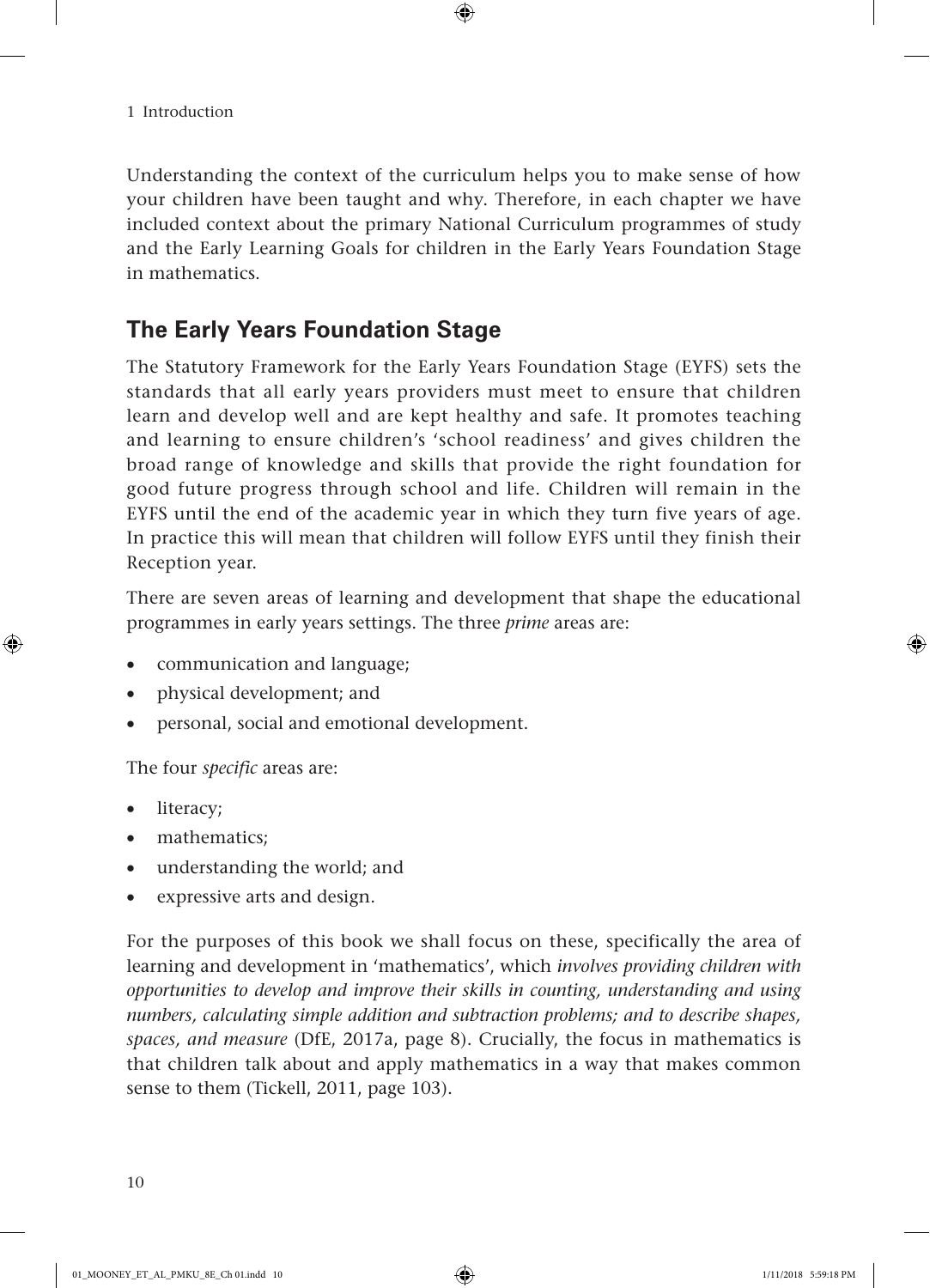Understanding the context of the curriculum helps you to make sense of how your children have been taught and why. Therefore, in each chapter we have included context about the primary National Curriculum programmes of study and the Early Learning Goals for children in the Early Years Foundation Stage in mathematics.

## The Early Years Foundation Stage

The Statutory Framework for the Early Years Foundation Stage (EYFS) sets the standards that all early years providers must meet to ensure that children learn and develop well and are kept healthy and safe. It promotes teaching and learning to ensure children's 'school readiness' and gives children the broad range of knowledge and skills that provide the right foundation for good future progress through school and life. Children will remain in the EYFS until the end of the academic year in which they turn five years of age. In practice this will mean that children will follow EYFS until they finish their Reception year.

There are seven areas of learning and development that shape the educational programmes in early years settings. The three *prime* areas are:

- communication and language;
- physical development; and
- personal, social and emotional development.

The four *specific* areas are:

- literacy;
- mathematics;
- understanding the world; and
- expressive arts and design.

For the purposes of this book we shall focus on these, specifically the area of learning and development in 'mathematics', which *involves providing children with opportunities to develop and improve their skills in counting, understanding and using numbers, calculating simple addition and subtraction problems; and to describe shapes, spaces, and measure* (DfE, 2017a, page 8). Crucially, the focus in mathematics is that children talk about and apply mathematics in a way that makes common sense to them (Tickell, 2011, page 103).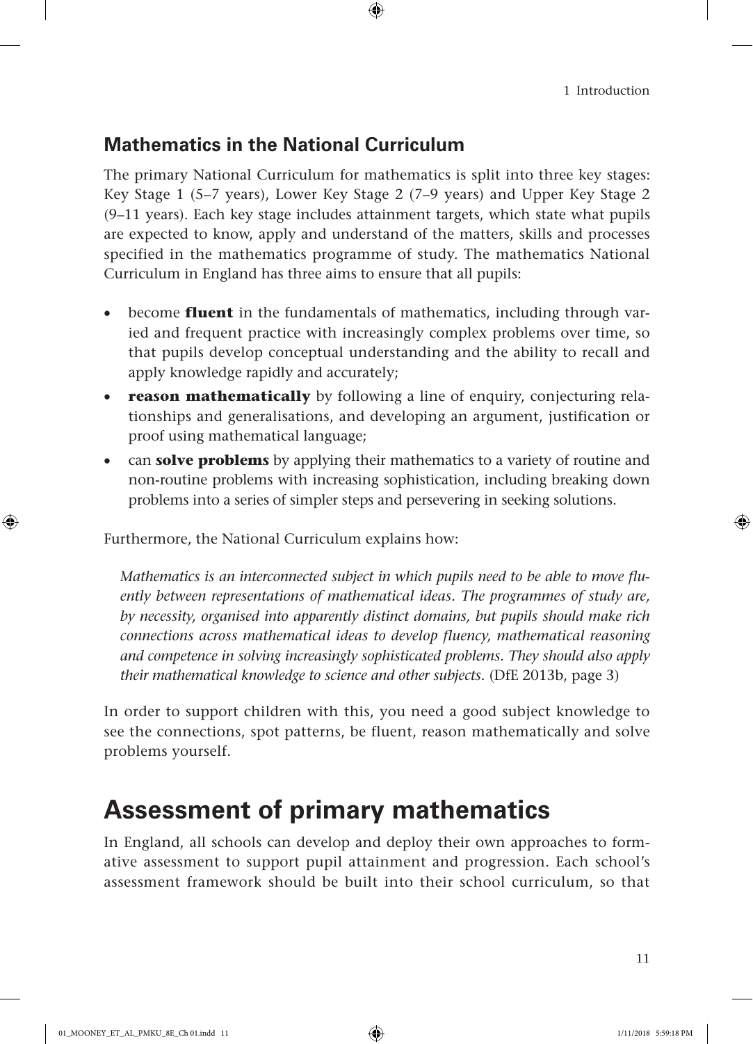## Mathematics in the National Curriculum

The primary National Curriculum for mathematics is split into three key stages: Key Stage 1 (5–7 years), Lower Key Stage 2 (7–9 years) and Upper Key Stage 2 (9–11 years). Each key stage includes attainment targets, which state what pupils are expected to know, apply and understand of the matters, skills and processes specified in the mathematics programme of study. The mathematics National Curriculum in England has three aims to ensure that all pupils:

- become **fluent** in the fundamentals of mathematics, including through varied and frequent practice with increasingly complex problems over time, so that pupils develop conceptual understanding and the ability to recall and apply knowledge rapidly and accurately;
- **reason mathematically** by following a line of enquiry, conjecturing relationships and generalisations, and developing an argument, justification or proof using mathematical language;
- can **solve problems** by applying their mathematics to a variety of routine and non-routine problems with increasing sophistication, including breaking down problems into a series of simpler steps and persevering in seeking solutions.

Furthermore, the National Curriculum explains how:

> *Mathematics is an interconnected subject in which pupils need to be able to move fluently between representations of mathematical ideas. The programmes of study are, by necessity, organised into apparently distinct domains, but pupils should make rich connections across mathematical ideas to develop fluency, mathematical reasoning and competence in solving increasingly sophisticated problems. They should also apply their mathematical knowledge to science and other subjects.* (DfE 2013b, page 3)

In order to support children with this, you need a good subject knowledge to see the connections, spot patterns, be fluent, reason mathematically and solve problems yourself.

# Assessment of primary mathematics

In England, all schools can develop and deploy their own approaches to formative assessment to support pupil attainment and progression. Each school's assessment framework should be built into their school curriculum, so that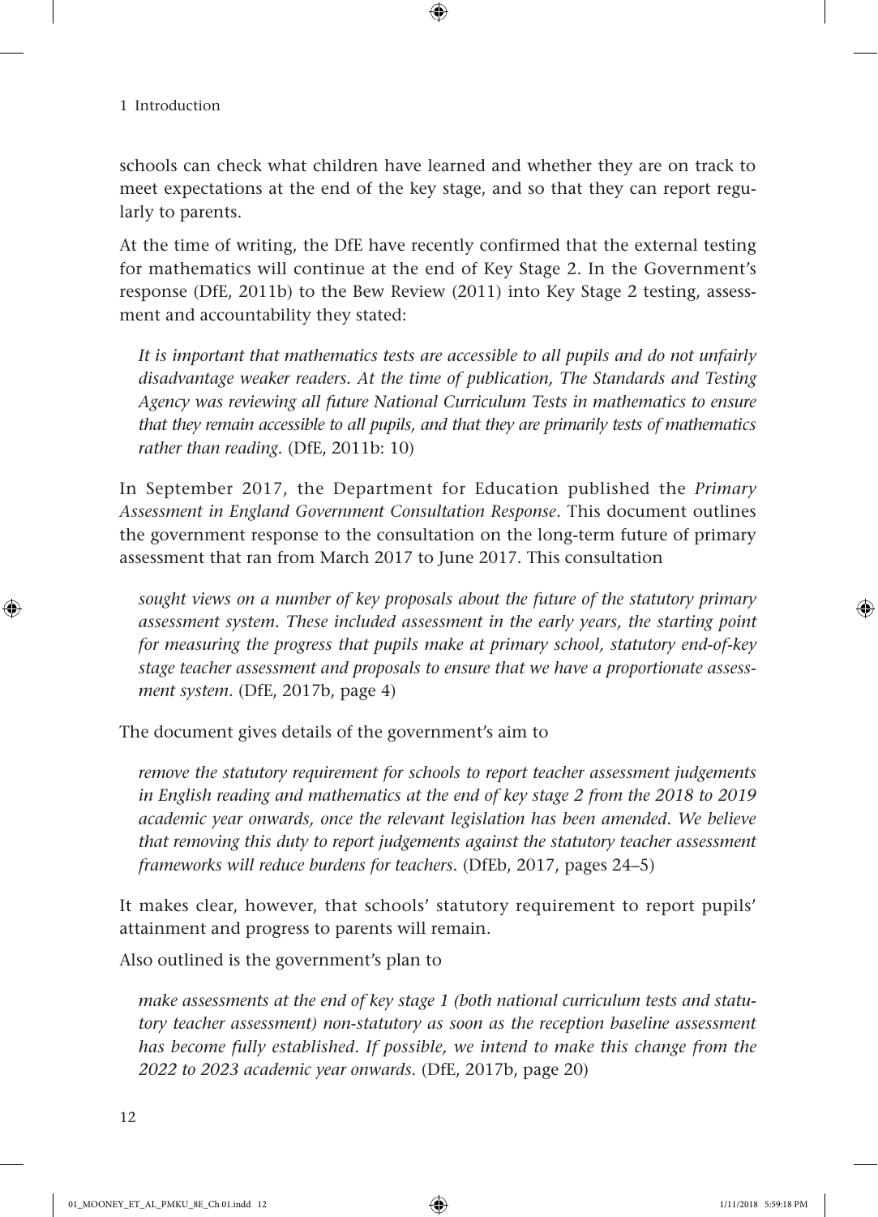schools can check what children have learned and whether they are on track to meet expectations at the end of the key stage, and so that they can report regularly to parents.

At the time of writing, the DfE have recently confirmed that the external testing for mathematics will continue at the end of Key Stage 2. In the Government's response (DfE, 2011b) to the Bew Review (2011) into Key Stage 2 testing, assessment and accountability they stated:

> *It is important that mathematics tests are accessible to all pupils and do not unfairly disadvantage weaker readers. At the time of publication, The Standards and Testing Agency was reviewing all future National Curriculum Tests in mathematics to ensure that they remain accessible to all pupils, and that they are primarily tests of mathematics rather than reading.* (DfE, 2011b: 10)

In September 2017, the Department for Education published the *Primary Assessment in England Government Consultation Response*. This document outlines the government response to the consultation on the long-term future of primary assessment that ran from March 2017 to June 2017. This consultation

> *sought views on a number of key proposals about the future of the statutory primary assessment system. These included assessment in the early years, the starting point for measuring the progress that pupils make at primary school, statutory end-of-key stage teacher assessment and proposals to ensure that we have a proportionate assessment system.* (DfE, 2017b, page 4)

The document gives details of the government's aim to

> *remove the statutory requirement for schools to report teacher assessment judgements in English reading and mathematics at the end of key stage 2 from the 2018 to 2019 academic year onwards, once the relevant legislation has been amended. We believe that removing this duty to report judgements against the statutory teacher assessment frameworks will reduce burdens for teachers.* (DfEb, 2017, pages 24–5)

It makes clear, however, that schools' statutory requirement to report pupils' attainment and progress to parents will remain.

Also outlined is the government's plan to

> *make assessments at the end of key stage 1 (both national curriculum tests and statutory teacher assessment) non-statutory as soon as the reception baseline assessment has become fully established. If possible, we intend to make this change from the 2022 to 2023 academic year onwards.* (DfE, 2017b, page 20)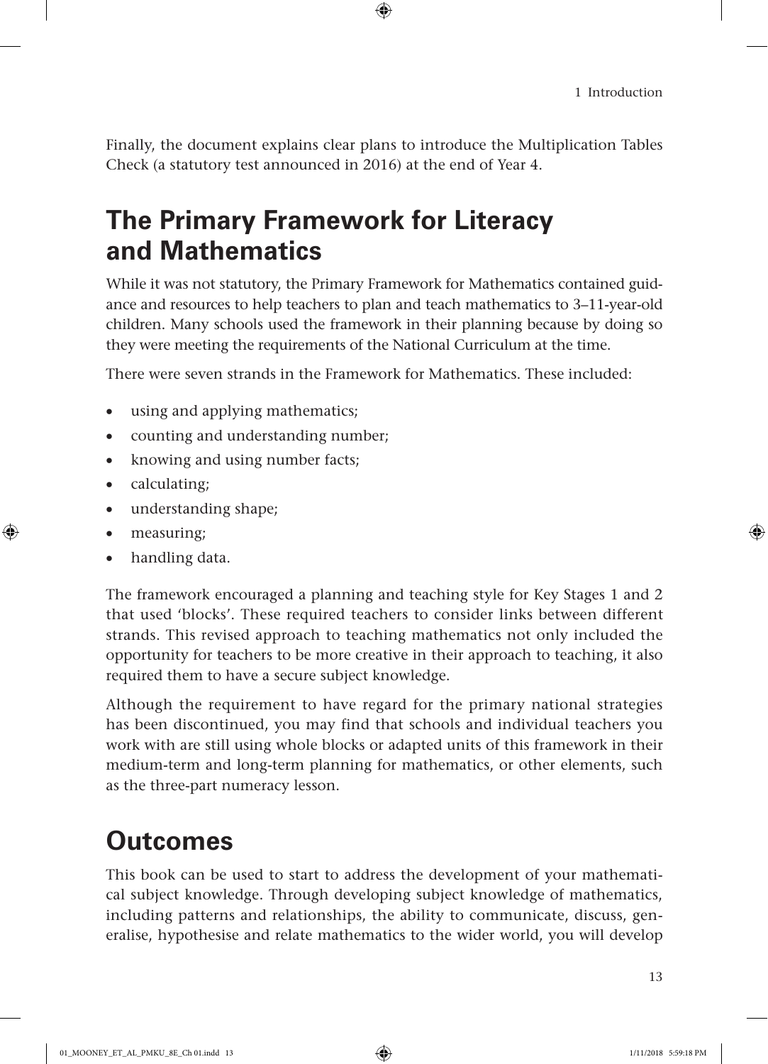Finally, the document explains clear plans to introduce the Multiplication Tables Check (a statutory test announced in 2016) at the end of Year 4.

## The Primary Framework for Literacy and Mathematics

While it was not statutory, the Primary Framework for Mathematics contained guidance and resources to help teachers to plan and teach mathematics to 3–11-year-old children. Many schools used the framework in their planning because by doing so they were meeting the requirements of the National Curriculum at the time.

There were seven strands in the Framework for Mathematics. These included:

- using and applying mathematics;
- counting and understanding number;
- knowing and using number facts;
- calculating;
- understanding shape;
- measuring;
- handling data.

The framework encouraged a planning and teaching style for Key Stages 1 and 2 that used 'blocks'. These required teachers to consider links between different strands. This revised approach to teaching mathematics not only included the opportunity for teachers to be more creative in their approach to teaching, it also required them to have a secure subject knowledge.

Although the requirement to have regard for the primary national strategies has been discontinued, you may find that schools and individual teachers you work with are still using whole blocks or adapted units of this framework in their medium-term and long-term planning for mathematics, or other elements, such as the three-part numeracy lesson.

## Outcomes

This book can be used to start to address the development of your mathematical subject knowledge. Through developing subject knowledge of mathematics, including patterns and relationships, the ability to communicate, discuss, generalise, hypothesise and relate mathematics to the wider world, you will develop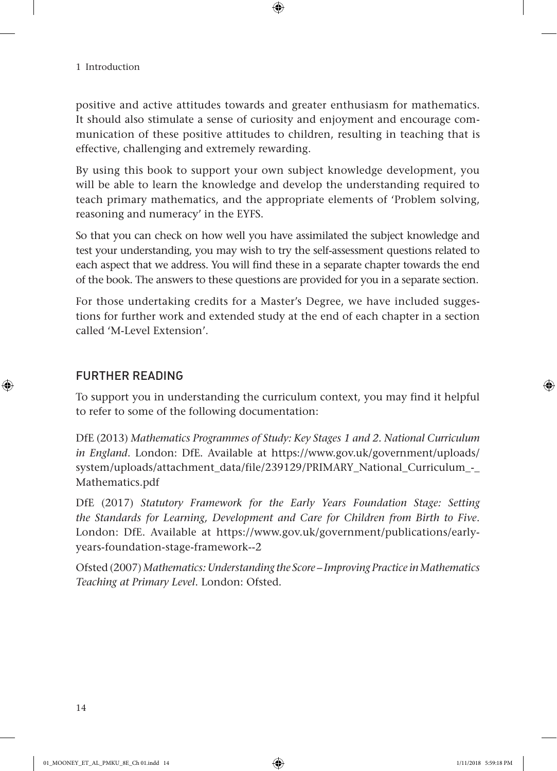positive and active attitudes towards and greater enthusiasm for mathematics. It should also stimulate a sense of curiosity and enjoyment and encourage communication of these positive attitudes to children, resulting in teaching that is effective, challenging and extremely rewarding.

By using this book to support your own subject knowledge development, you will be able to learn the knowledge and develop the understanding required to teach primary mathematics, and the appropriate elements of 'Problem solving, reasoning and numeracy' in the EYFS.

So that you can check on how well you have assimilated the subject knowledge and test your understanding, you may wish to try the self-assessment questions related to each aspect that we address. You will find these in a separate chapter towards the end of the book. The answers to these questions are provided for you in a separate section.

For those undertaking credits for a Master's Degree, we have included suggestions for further work and extended study at the end of each chapter in a section called 'M-Level Extension'.

## FURTHER READING

To support you in understanding the curriculum context, you may find it helpful to refer to some of the following documentation:

DfE (2013) *Mathematics Programmes of Study: Key Stages 1 and 2. National Curriculum in England*. London: DfE. Available at https://www.gov.uk/government/uploads/system/uploads/attachment_data/file/239129/PRIMARY_National_Curriculum_-_Mathematics.pdf

DfE (2017) *Statutory Framework for the Early Years Foundation Stage: Setting the Standards for Learning, Development and Care for Children from Birth to Five*. London: DfE. Available at https://www.gov.uk/government/publications/early-years-foundation-stage-framework--2

Ofsted (2007) *Mathematics: Understanding the Score – Improving Practice in Mathematics Teaching at Primary Level*. London: Ofsted.